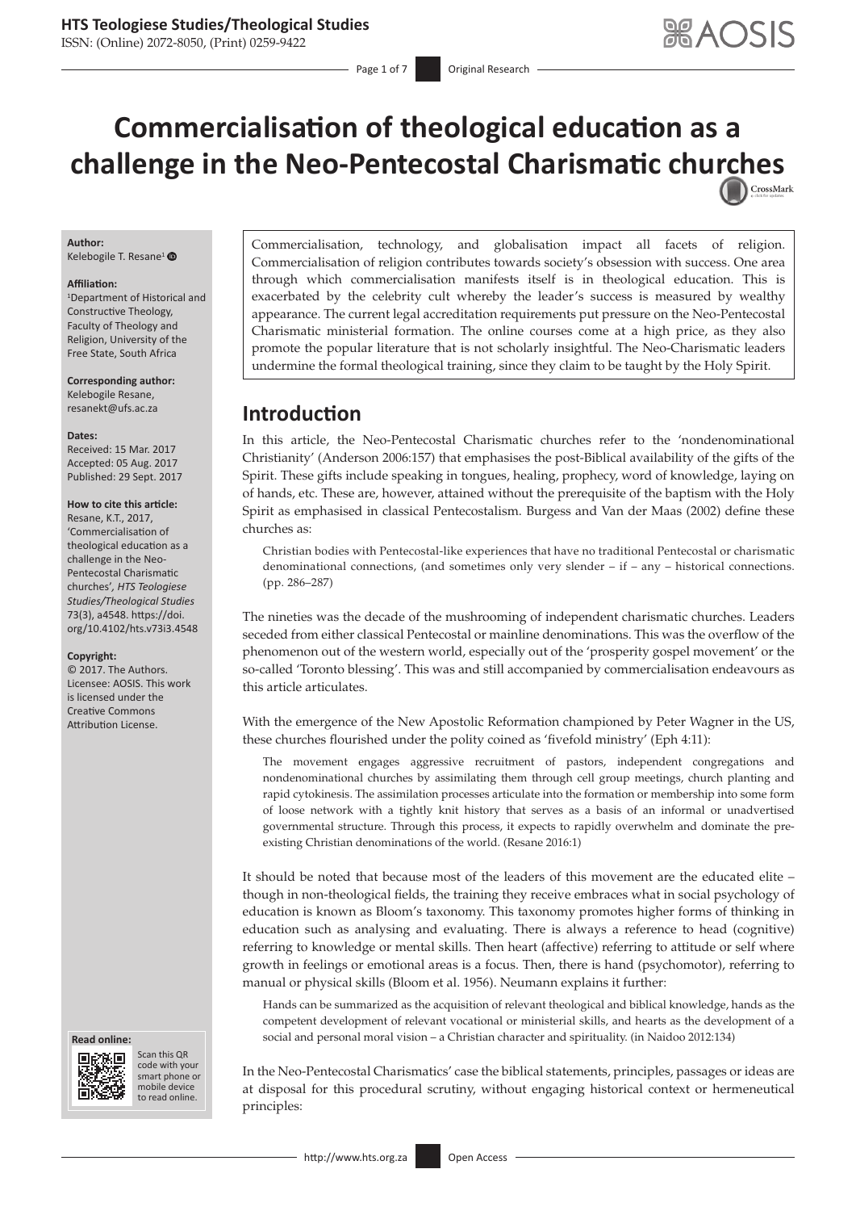# Commercialisation of theological education as a challenge in the Neo-Pentecostal Charismatic churches

**Author:**
Kelebogile T. Resane[1]

**Affiliation:**
[1]Department of Historical and Constructive Theology, Faculty of Theology and Religion, University of the Free State, South Africa

**Corresponding author:**
Kelebogile Resane,
resanekt@ufs.ac.za

**Dates:**
Received: 15 Mar. 2017
Accepted: 05 Aug. 2017
Published: 29 Sept. 2017

**How to cite this article:**
Resane, K.T., 2017, 'Commercialisation of theological education as a challenge in the Neo-Pentecostal Charismatic churches', *HTS Teologiese Studies/Theological Studies* 73(3), a4548. https://doi.org/10.4102/hts.v73i3.4548

**Copyright:**
© 2017. The Authors. Licensee: AOSIS. This work is licensed under the Creative Commons Attribution License.

Commercialisation, technology, and globalisation impact all facets of religion. Commercialisation of religion contributes towards society's obsession with success. One area through which commercialisation manifests itself is in theological education. This is exacerbated by the celebrity cult whereby the leader's success is measured by wealthy appearance. The current legal accreditation requirements put pressure on the Neo-Pentecostal Charismatic ministerial formation. The online courses come at a high price, as they also promote the popular literature that is not scholarly insightful. The Neo-Charismatic leaders undermine the formal theological training, since they claim to be taught by the Holy Spirit.

## Introduction

In this article, the Neo-Pentecostal Charismatic churches refer to the 'nondenominational Christianity' (Anderson 2006:157) that emphasises the post-Biblical availability of the gifts of the Spirit. These gifts include speaking in tongues, healing, prophecy, word of knowledge, laying on of hands, etc. These are, however, attained without the prerequisite of the baptism with the Holy Spirit as emphasised in classical Pentecostalism. Burgess and Van der Maas (2002) define these churches as:

> Christian bodies with Pentecostal-like experiences that have no traditional Pentecostal or charismatic denominational connections, (and sometimes only very slender – if – any – historical connections. (pp. 286–287)

The nineties was the decade of the mushrooming of independent charismatic churches. Leaders seceded from either classical Pentecostal or mainline denominations. This was the overflow of the phenomenon out of the western world, especially out of the 'prosperity gospel movement' or the so-called 'Toronto blessing'. This was and still accompanied by commercialisation endeavours as this article articulates.

With the emergence of the New Apostolic Reformation championed by Peter Wagner in the US, these churches flourished under the polity coined as 'fivefold ministry' (Eph 4:11):

> The movement engages aggressive recruitment of pastors, independent congregations and nondenominational churches by assimilating them through cell group meetings, church planting and rapid cytokinesis. The assimilation processes articulate into the formation or membership into some form of loose network with a tightly knit history that serves as a basis of an informal or unadvertised governmental structure. Through this process, it expects to rapidly overwhelm and dominate the pre-existing Christian denominations of the world. (Resane 2016:1)

It should be noted that because most of the leaders of this movement are the educated elite – though in non-theological fields, the training they receive embraces what in social psychology of education is known as Bloom's taxonomy. This taxonomy promotes higher forms of thinking in education such as analysing and evaluating. There is always a reference to head (cognitive) referring to knowledge or mental skills. Then heart (affective) referring to attitude or self where growth in feelings or emotional areas is a focus. Then, there is hand (psychomotor), referring to manual or physical skills (Bloom et al. 1956). Neumann explains it further:

> Hands can be summarized as the acquisition of relevant theological and biblical knowledge, hands as the competent development of relevant vocational or ministerial skills, and hearts as the development of a social and personal moral vision – a Christian character and spirituality. (in Naidoo 2012:134)

In the Neo-Pentecostal Charismatics' case the biblical statements, principles, passages or ideas are at disposal for this procedural scrutiny, without engaging historical context or hermeneutical principles: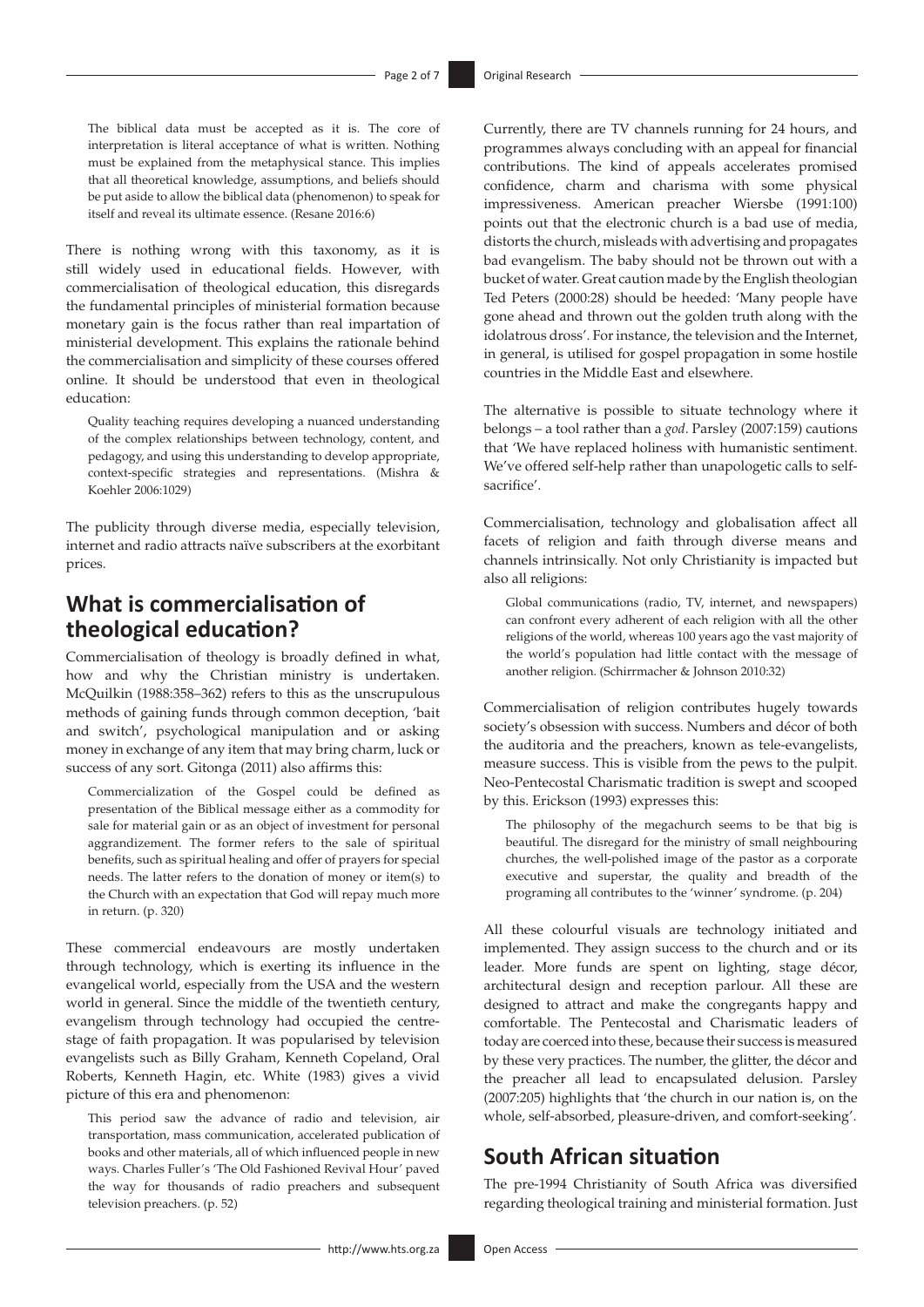> The biblical data must be accepted as it is. The core of interpretation is literal acceptance of what is written. Nothing must be explained from the metaphysical stance. This implies that all theoretical knowledge, assumptions, and beliefs should be put aside to allow the biblical data (phenomenon) to speak for itself and reveal its ultimate essence. (Resane 2016:6)

There is nothing wrong with this taxonomy, as it is still widely used in educational fields. However, with commercialisation of theological education, this disregards the fundamental principles of ministerial formation because monetary gain is the focus rather than real impartation of ministerial development. This explains the rationale behind the commercialisation and simplicity of these courses offered online. It should be understood that even in theological education:

> Quality teaching requires developing a nuanced understanding of the complex relationships between technology, content, and pedagogy, and using this understanding to develop appropriate, context-specific strategies and representations. (Mishra & Koehler 2006:1029)

The publicity through diverse media, especially television, internet and radio attracts naïve subscribers at the exorbitant prices.

## What is commercialisation of theological education?

Commercialisation of theology is broadly defined in what, how and why the Christian ministry is undertaken. McQuilkin (1988:358–362) refers to this as the unscrupulous methods of gaining funds through common deception, 'bait and switch', psychological manipulation and or asking money in exchange of any item that may bring charm, luck or success of any sort. Gitonga (2011) also affirms this:

> Commercialization of the Gospel could be defined as presentation of the Biblical message either as a commodity for sale for material gain or as an object of investment for personal aggrandizement. The former refers to the sale of spiritual benefits, such as spiritual healing and offer of prayers for special needs. The latter refers to the donation of money or item(s) to the Church with an expectation that God will repay much more in return. (p. 320)

These commercial endeavours are mostly undertaken through technology, which is exerting its influence in the evangelical world, especially from the USA and the western world in general. Since the middle of the twentieth century, evangelism through technology had occupied the centre-stage of faith propagation. It was popularised by television evangelists such as Billy Graham, Kenneth Copeland, Oral Roberts, Kenneth Hagin, etc. White (1983) gives a vivid picture of this era and phenomenon:

> This period saw the advance of radio and television, air transportation, mass communication, accelerated publication of books and other materials, all of which influenced people in new ways. Charles Fuller's 'The Old Fashioned Revival Hour' paved the way for thousands of radio preachers and subsequent television preachers. (p. 52)

Currently, there are TV channels running for 24 hours, and programmes always concluding with an appeal for financial contributions. The kind of appeals accelerates promised confidence, charm and charisma with some physical impressiveness. American preacher Wiersbe (1991:100) points out that the electronic church is a bad use of media, distorts the church, misleads with advertising and propagates bad evangelism. The baby should not be thrown out with a bucket of water. Great caution made by the English theologian Ted Peters (2000:28) should be heeded: 'Many people have gone ahead and thrown out the golden truth along with the idolatrous dross'. For instance, the television and the Internet, in general, is utilised for gospel propagation in some hostile countries in the Middle East and elsewhere.

The alternative is possible to situate technology where it belongs – a tool rather than a *god*. Parsley (2007:159) cautions that 'We have replaced holiness with humanistic sentiment. We've offered self-help rather than unapologetic calls to self-sacrifice'.

Commercialisation, technology and globalisation affect all facets of religion and faith through diverse means and channels intrinsically. Not only Christianity is impacted but also all religions:

> Global communications (radio, TV, internet, and newspapers) can confront every adherent of each religion with all the other religions of the world, whereas 100 years ago the vast majority of the world's population had little contact with the message of another religion. (Schirrmacher & Johnson 2010:32)

Commercialisation of religion contributes hugely towards society's obsession with success. Numbers and décor of both the auditoria and the preachers, known as tele-evangelists, measure success. This is visible from the pews to the pulpit. Neo-Pentecostal Charismatic tradition is swept and scooped by this. Erickson (1993) expresses this:

> The philosophy of the megachurch seems to be that big is beautiful. The disregard for the ministry of small neighbouring churches, the well-polished image of the pastor as a corporate executive and superstar, the quality and breadth of the programing all contributes to the 'winner' syndrome. (p. 204)

All these colourful visuals are technology initiated and implemented. They assign success to the church and or its leader. More funds are spent on lighting, stage décor, architectural design and reception parlour. All these are designed to attract and make the congregants happy and comfortable. The Pentecostal and Charismatic leaders of today are coerced into these, because their success is measured by these very practices. The number, the glitter, the décor and the preacher all lead to encapsulated delusion. Parsley (2007:205) highlights that 'the church in our nation is, on the whole, self-absorbed, pleasure-driven, and comfort-seeking'.

## South African situation

The pre-1994 Christianity of South Africa was diversified regarding theological training and ministerial formation. Just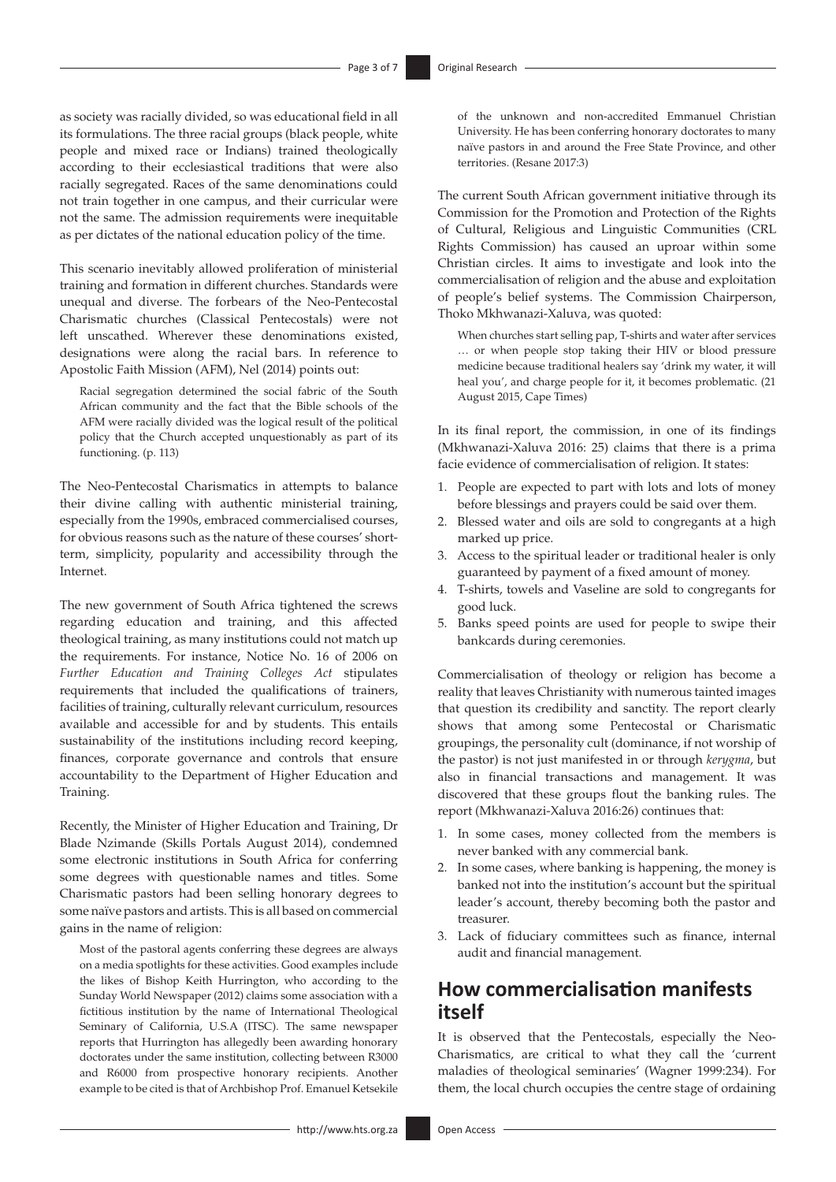as society was racially divided, so was educational field in all its formulations. The three racial groups (black people, white people and mixed race or Indians) trained theologically according to their ecclesiastical traditions that were also racially segregated. Races of the same denominations could not train together in one campus, and their curricular were not the same. The admission requirements were inequitable as per dictates of the national education policy of the time.

This scenario inevitably allowed proliferation of ministerial training and formation in different churches. Standards were unequal and diverse. The forbears of the Neo-Pentecostal Charismatic churches (Classical Pentecostals) were not left unscathed. Wherever these denominations existed, designations were along the racial bars. In reference to Apostolic Faith Mission (AFM), Nel (2014) points out:

> Racial segregation determined the social fabric of the South African community and the fact that the Bible schools of the AFM were racially divided was the logical result of the political policy that the Church accepted unquestionably as part of its functioning. (p. 113)

The Neo-Pentecostal Charismatics in attempts to balance their divine calling with authentic ministerial training, especially from the 1990s, embraced commercialised courses, for obvious reasons such as the nature of these courses' short-term, simplicity, popularity and accessibility through the Internet.

The new government of South Africa tightened the screws regarding education and training, and this affected theological training, as many institutions could not match up the requirements. For instance, Notice No. 16 of 2006 on *Further Education and Training Colleges Act* stipulates requirements that included the qualifications of trainers, facilities of training, culturally relevant curriculum, resources available and accessible for and by students. This entails sustainability of the institutions including record keeping, finances, corporate governance and controls that ensure accountability to the Department of Higher Education and Training.

Recently, the Minister of Higher Education and Training, Dr Blade Nzimande (Skills Portals August 2014), condemned some electronic institutions in South Africa for conferring some degrees with questionable names and titles. Some Charismatic pastors had been selling honorary degrees to some naïve pastors and artists. This is all based on commercial gains in the name of religion:

> Most of the pastoral agents conferring these degrees are always on a media spotlights for these activities. Good examples include the likes of Bishop Keith Hurrington, who according to the Sunday World Newspaper (2012) claims some association with a fictitious institution by the name of International Theological Seminary of California, U.S.A (ITSC). The same newspaper reports that Hurrington has allegedly been awarding honorary doctorates under the same institution, collecting between R3000 and R6000 from prospective honorary recipients. Another example to be cited is that of Archbishop Prof. Emanuel Ketsekile of the unknown and non-accredited Emmanuel Christian University. He has been conferring honorary doctorates to many naïve pastors in and around the Free State Province, and other territories. (Resane 2017:3)

The current South African government initiative through its Commission for the Promotion and Protection of the Rights of Cultural, Religious and Linguistic Communities (CRL Rights Commission) has caused an uproar within some Christian circles. It aims to investigate and look into the commercialisation of religion and the abuse and exploitation of people's belief systems. The Commission Chairperson, Thoko Mkhwanazi-Xaluva, was quoted:

> When churches start selling pap, T-shirts and water after services … or when people stop taking their HIV or blood pressure medicine because traditional healers say 'drink my water, it will heal you', and charge people for it, it becomes problematic. (21 August 2015, Cape Times)

In its final report, the commission, in one of its findings (Mkhwanazi-Xaluva 2016: 25) claims that there is a prima facie evidence of commercialisation of religion. It states:

1. People are expected to part with lots and lots of money before blessings and prayers could be said over them.
2. Blessed water and oils are sold to congregants at a high marked up price.
3. Access to the spiritual leader or traditional healer is only guaranteed by payment of a fixed amount of money.
4. T-shirts, towels and Vaseline are sold to congregants for good luck.
5. Banks speed points are used for people to swipe their bankcards during ceremonies.

Commercialisation of theology or religion has become a reality that leaves Christianity with numerous tainted images that question its credibility and sanctity. The report clearly shows that among some Pentecostal or Charismatic groupings, the personality cult (dominance, if not worship of the pastor) is not just manifested in or through *kerygma*, but also in financial transactions and management. It was discovered that these groups flout the banking rules. The report (Mkhwanazi-Xaluva 2016:26) continues that:

1. In some cases, money collected from the members is never banked with any commercial bank.
2. In some cases, where banking is happening, the money is banked not into the institution's account but the spiritual leader's account, thereby becoming both the pastor and treasurer.
3. Lack of fiduciary committees such as finance, internal audit and financial management.

## How commercialisation manifests itself

It is observed that the Pentecostals, especially the Neo-Charismatics, are critical to what they call the 'current maladies of theological seminaries' (Wagner 1999:234). For them, the local church occupies the centre stage of ordaining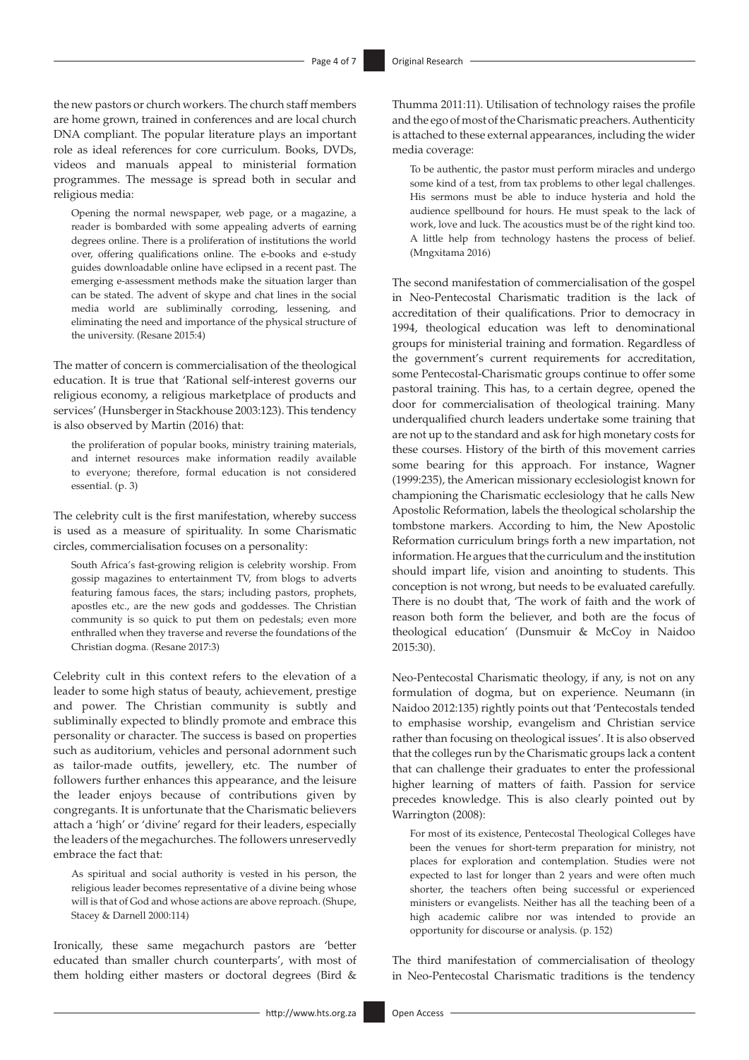the new pastors or church workers. The church staff members are home grown, trained in conferences and are local church DNA compliant. The popular literature plays an important role as ideal references for core curriculum. Books, DVDs, videos and manuals appeal to ministerial formation programmes. The message is spread both in secular and religious media:

> Opening the normal newspaper, web page, or a magazine, a reader is bombarded with some appealing adverts of earning degrees online. There is a proliferation of institutions the world over, offering qualifications online. The e-books and e-study guides downloadable online have eclipsed in a recent past. The emerging e-assessment methods make the situation larger than can be stated. The advent of skype and chat lines in the social media world are subliminally corroding, lessening, and eliminating the need and importance of the physical structure of the university. (Resane 2015:4)

The matter of concern is commercialisation of the theological education. It is true that 'Rational self-interest governs our religious economy, a religious marketplace of products and services' (Hunsberger in Stackhouse 2003:123). This tendency is also observed by Martin (2016) that:

> the proliferation of popular books, ministry training materials, and internet resources make information readily available to everyone; therefore, formal education is not considered essential. (p. 3)

The celebrity cult is the first manifestation, whereby success is used as a measure of spirituality. In some Charismatic circles, commercialisation focuses on a personality:

> South Africa's fast-growing religion is celebrity worship. From gossip magazines to entertainment TV, from blogs to adverts featuring famous faces, the stars; including pastors, prophets, apostles etc., are the new gods and goddesses. The Christian community is so quick to put them on pedestals; even more enthralled when they traverse and reverse the foundations of the Christian dogma. (Resane 2017:3)

Celebrity cult in this context refers to the elevation of a leader to some high status of beauty, achievement, prestige and power. The Christian community is subtly and subliminally expected to blindly promote and embrace this personality or character. The success is based on properties such as auditorium, vehicles and personal adornment such as tailor-made outfits, jewellery, etc. The number of followers further enhances this appearance, and the leisure the leader enjoys because of contributions given by congregants. It is unfortunate that the Charismatic believers attach a 'high' or 'divine' regard for their leaders, especially the leaders of the megachurches. The followers unreservedly embrace the fact that:

> As spiritual and social authority is vested in his person, the religious leader becomes representative of a divine being whose will is that of God and whose actions are above reproach. (Shupe, Stacey & Darnell 2000:114)

Ironically, these same megachurch pastors are 'better educated than smaller church counterparts', with most of them holding either masters or doctoral degrees (Bird & Thumma 2011:11). Utilisation of technology raises the profile and the ego of most of the Charismatic preachers. Authenticity is attached to these external appearances, including the wider media coverage:

> To be authentic, the pastor must perform miracles and undergo some kind of a test, from tax problems to other legal challenges. His sermons must be able to induce hysteria and hold the audience spellbound for hours. He must speak to the lack of work, love and luck. The acoustics must be of the right kind too. A little help from technology hastens the process of belief. (Mngxitama 2016)

The second manifestation of commercialisation of the gospel in Neo-Pentecostal Charismatic tradition is the lack of accreditation of their qualifications. Prior to democracy in 1994, theological education was left to denominational groups for ministerial training and formation. Regardless of the government's current requirements for accreditation, some Pentecostal-Charismatic groups continue to offer some pastoral training. This has, to a certain degree, opened the door for commercialisation of theological training. Many underqualified church leaders undertake some training that are not up to the standard and ask for high monetary costs for these courses. History of the birth of this movement carries some bearing for this approach. For instance, Wagner (1999:235), the American missionary ecclesiologist known for championing the Charismatic ecclesiology that he calls New Apostolic Reformation, labels the theological scholarship the tombstone markers. According to him, the New Apostolic Reformation curriculum brings forth a new impartation, not information. He argues that the curriculum and the institution should impart life, vision and anointing to students. This conception is not wrong, but needs to be evaluated carefully. There is no doubt that, 'The work of faith and the work of reason both form the believer, and both are the focus of theological education' (Dunsmuir & McCoy in Naidoo 2015:30).

Neo-Pentecostal Charismatic theology, if any, is not on any formulation of dogma, but on experience. Neumann (in Naidoo 2012:135) rightly points out that 'Pentecostals tended to emphasise worship, evangelism and Christian service rather than focusing on theological issues'. It is also observed that the colleges run by the Charismatic groups lack a content that can challenge their graduates to enter the professional higher learning of matters of faith. Passion for service precedes knowledge. This is also clearly pointed out by Warrington (2008):

> For most of its existence, Pentecostal Theological Colleges have been the venues for short-term preparation for ministry, not places for exploration and contemplation. Studies were not expected to last for longer than 2 years and were often much shorter, the teachers often being successful or experienced ministers or evangelists. Neither has all the teaching been of a high academic calibre nor was intended to provide an opportunity for discourse or analysis. (p. 152)

The third manifestation of commercialisation of theology in Neo-Pentecostal Charismatic traditions is the tendency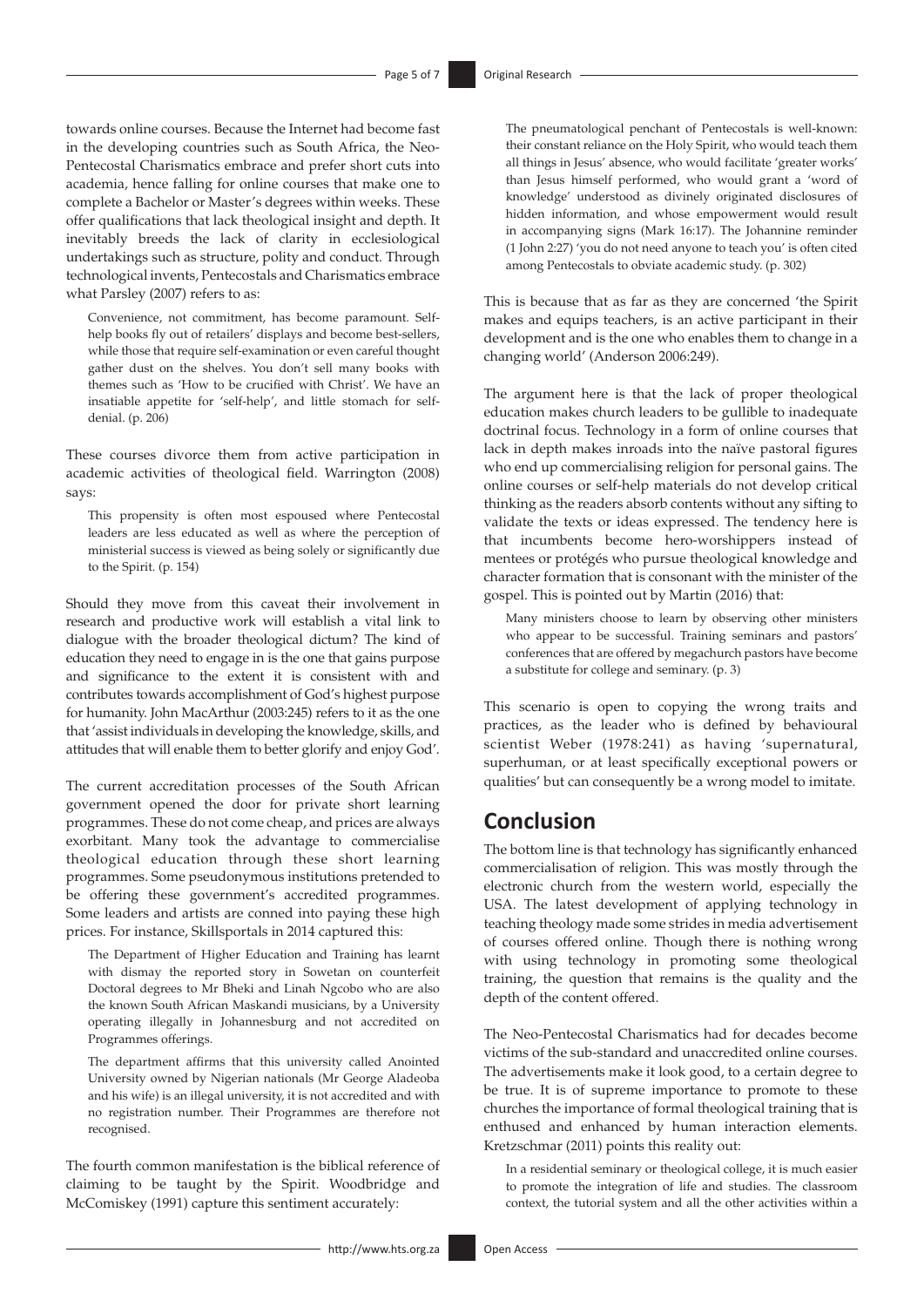towards online courses. Because the Internet had become fast in the developing countries such as South Africa, the Neo-Pentecostal Charismatics embrace and prefer short cuts into academia, hence falling for online courses that make one to complete a Bachelor or Master's degrees within weeks. These offer qualifications that lack theological insight and depth. It inevitably breeds the lack of clarity in ecclesiological undertakings such as structure, polity and conduct. Through technological invents, Pentecostals and Charismatics embrace what Parsley (2007) refers to as:

> Convenience, not commitment, has become paramount. Self-help books fly out of retailers' displays and become best-sellers, while those that require self-examination or even careful thought gather dust on the shelves. You don't sell many books with themes such as 'How to be crucified with Christ'. We have an insatiable appetite for 'self-help', and little stomach for self-denial. (p. 206)

These courses divorce them from active participation in academic activities of theological field. Warrington (2008) says:

> This propensity is often most espoused where Pentecostal leaders are less educated as well as where the perception of ministerial success is viewed as being solely or significantly due to the Spirit. (p. 154)

Should they move from this caveat their involvement in research and productive work will establish a vital link to dialogue with the broader theological dictum? The kind of education they need to engage in is the one that gains purpose and significance to the extent it is consistent with and contributes towards accomplishment of God's highest purpose for humanity. John MacArthur (2003:245) refers to it as the one that 'assist individuals in developing the knowledge, skills, and attitudes that will enable them to better glorify and enjoy God'.

The current accreditation processes of the South African government opened the door for private short learning programmes. These do not come cheap, and prices are always exorbitant. Many took the advantage to commercialise theological education through these short learning programmes. Some pseudonymous institutions pretended to be offering these government's accredited programmes. Some leaders and artists are conned into paying these high prices. For instance, Skillsportals in 2014 captured this:

> The Department of Higher Education and Training has learnt with dismay the reported story in Sowetan on counterfeit Doctoral degrees to Mr Bheki and Linah Ngcobo who are also the known South African Maskandi musicians, by a University operating illegally in Johannesburg and not accredited on Programmes offerings.
>
> The department affirms that this university called Anointed University owned by Nigerian nationals (Mr George Aladeoba and his wife) is an illegal university, it is not accredited and with no registration number. Their Programmes are therefore not recognised.

The fourth common manifestation is the biblical reference of claiming to be taught by the Spirit. Woodbridge and McComiskey (1991) capture this sentiment accurately:

> The pneumatological penchant of Pentecostals is well-known: their constant reliance on the Holy Spirit, who would teach them all things in Jesus' absence, who would facilitate 'greater works' than Jesus himself performed, who would grant a 'word of knowledge' understood as divinely originated disclosures of hidden information, and whose empowerment would result in accompanying signs (Mark 16:17). The Johannine reminder (1 John 2:27) 'you do not need anyone to teach you' is often cited among Pentecostals to obviate academic study. (p. 302)

This is because that as far as they are concerned 'the Spirit makes and equips teachers, is an active participant in their development and is the one who enables them to change in a changing world' (Anderson 2006:249).

The argument here is that the lack of proper theological education makes church leaders to be gullible to inadequate doctrinal focus. Technology in a form of online courses that lack in depth makes inroads into the naïve pastoral figures who end up commercialising religion for personal gains. The online courses or self-help materials do not develop critical thinking as the readers absorb contents without any sifting to validate the texts or ideas expressed. The tendency here is that incumbents become hero-worshippers instead of mentees or protégés who pursue theological knowledge and character formation that is consonant with the minister of the gospel. This is pointed out by Martin (2016) that:

> Many ministers choose to learn by observing other ministers who appear to be successful. Training seminars and pastors' conferences that are offered by megachurch pastors have become a substitute for college and seminary. (p. 3)

This scenario is open to copying the wrong traits and practices, as the leader who is defined by behavioural scientist Weber (1978:241) as having 'supernatural, superhuman, or at least specifically exceptional powers or qualities' but can consequently be a wrong model to imitate.

## Conclusion

The bottom line is that technology has significantly enhanced commercialisation of religion. This was mostly through the electronic church from the western world, especially the USA. The latest development of applying technology in teaching theology made some strides in media advertisement of courses offered online. Though there is nothing wrong with using technology in promoting some theological training, the question that remains is the quality and the depth of the content offered.

The Neo-Pentecostal Charismatics had for decades become victims of the sub-standard and unaccredited online courses. The advertisements make it look good, to a certain degree to be true. It is of supreme importance to promote to these churches the importance of formal theological training that is enthused and enhanced by human interaction elements. Kretzschmar (2011) points this reality out:

> In a residential seminary or theological college, it is much easier to promote the integration of life and studies. The classroom context, the tutorial system and all the other activities within a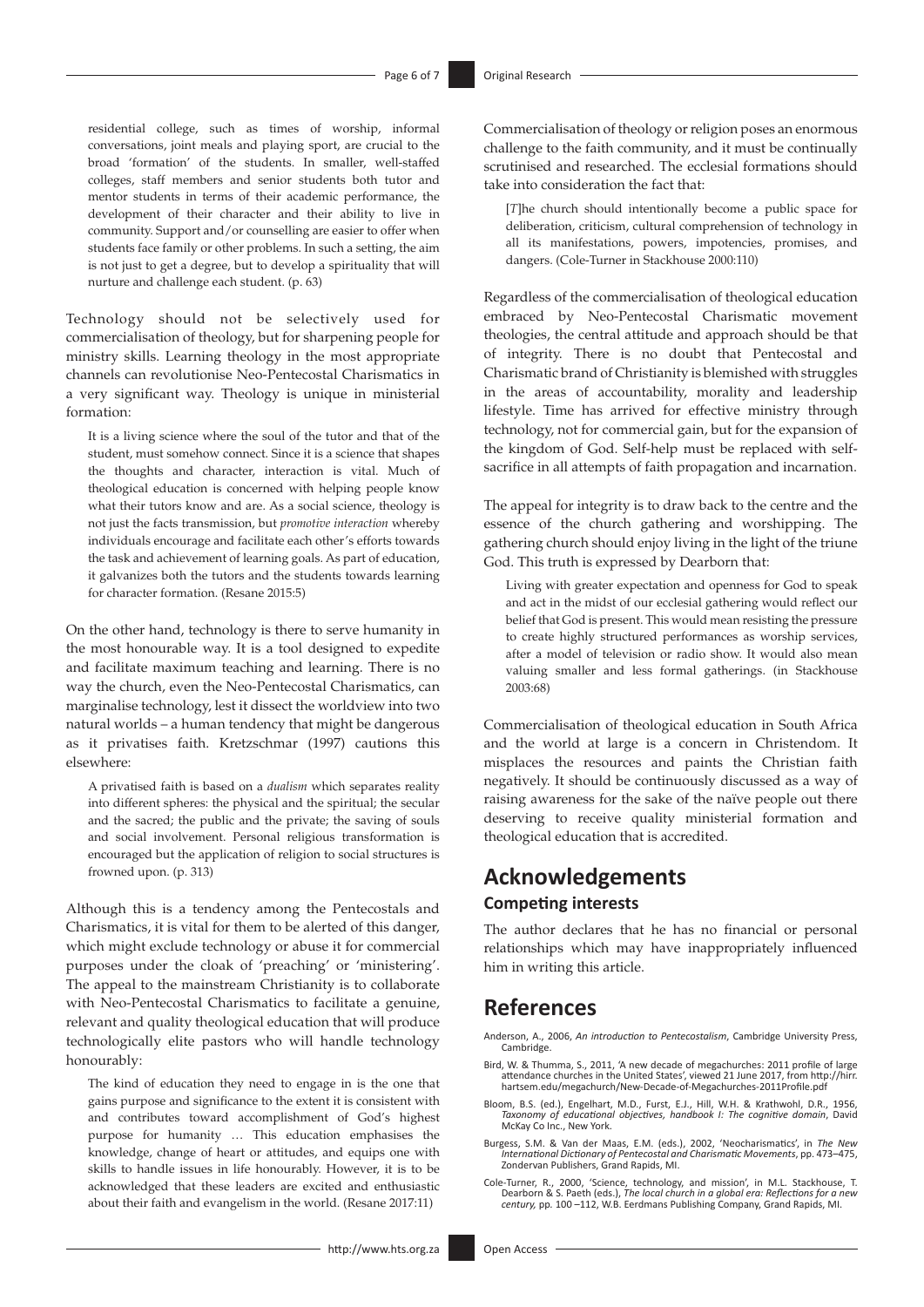residential college, such as times of worship, informal conversations, joint meals and playing sport, are crucial to the broad 'formation' of the students. In smaller, well-staffed colleges, staff members and senior students both tutor and mentor students in terms of their academic performance, the development of their character and their ability to live in community. Support and/or counselling are easier to offer when students face family or other problems. In such a setting, the aim is not just to get a degree, but to develop a spirituality that will nurture and challenge each student. (p. 63)

Technology should not be selectively used for commercialisation of theology, but for sharpening people for ministry skills. Learning theology in the most appropriate channels can revolutionise Neo-Pentecostal Charismatics in a very significant way. Theology is unique in ministerial formation:

> It is a living science where the soul of the tutor and that of the student, must somehow connect. Since it is a science that shapes the thoughts and character, interaction is vital. Much of theological education is concerned with helping people know what their tutors know and are. As a social science, theology is not just the facts transmission, but *promotive interaction* whereby individuals encourage and facilitate each other's efforts towards the task and achievement of learning goals. As part of education, it galvanizes both the tutors and the students towards learning for character formation. (Resane 2015:5)

On the other hand, technology is there to serve humanity in the most honourable way. It is a tool designed to expedite and facilitate maximum teaching and learning. There is no way the church, even the Neo-Pentecostal Charismatics, can marginalise technology, lest it dissect the worldview into two natural worlds – a human tendency that might be dangerous as it privatises faith. Kretzschmar (1997) cautions this elsewhere:

> A privatised faith is based on a *dualism* which separates reality into different spheres: the physical and the spiritual; the secular and the sacred; the public and the private; the saving of souls and social involvement. Personal religious transformation is encouraged but the application of religion to social structures is frowned upon. (p. 313)

Although this is a tendency among the Pentecostals and Charismatics, it is vital for them to be alerted of this danger, which might exclude technology or abuse it for commercial purposes under the cloak of 'preaching' or 'ministering'. The appeal to the mainstream Christianity is to collaborate with Neo-Pentecostal Charismatics to facilitate a genuine, relevant and quality theological education that will produce technologically elite pastors who will handle technology honourably:

> The kind of education they need to engage in is the one that gains purpose and significance to the extent it is consistent with and contributes toward accomplishment of God's highest purpose for humanity … This education emphasises the knowledge, change of heart or attitudes, and equips one with skills to handle issues in life honourably. However, it is to be acknowledged that these leaders are excited and enthusiastic about their faith and evangelism in the world. (Resane 2017:11)

Commercialisation of theology or religion poses an enormous challenge to the faith community, and it must be continually scrutinised and researched. The ecclesial formations should take into consideration the fact that:

> [*T*]he church should intentionally become a public space for deliberation, criticism, cultural comprehension of technology in all its manifestations, powers, impotencies, promises, and dangers. (Cole-Turner in Stackhouse 2000:110)

Regardless of the commercialisation of theological education embraced by Neo-Pentecostal Charismatic movement theologies, the central attitude and approach should be that of integrity. There is no doubt that Pentecostal and Charismatic brand of Christianity is blemished with struggles in the areas of accountability, morality and leadership lifestyle. Time has arrived for effective ministry through technology, not for commercial gain, but for the expansion of the kingdom of God. Self-help must be replaced with self-sacrifice in all attempts of faith propagation and incarnation.

The appeal for integrity is to draw back to the centre and the essence of the church gathering and worshipping. The gathering church should enjoy living in the light of the triune God. This truth is expressed by Dearborn that:

> Living with greater expectation and openness for God to speak and act in the midst of our ecclesial gathering would reflect our belief that God is present. This would mean resisting the pressure to create highly structured performances as worship services, after a model of television or radio show. It would also mean valuing smaller and less formal gatherings. (in Stackhouse 2003:68)

Commercialisation of theological education in South Africa and the world at large is a concern in Christendom. It misplaces the resources and paints the Christian faith negatively. It should be continuously discussed as a way of raising awareness for the sake of the naïve people out there deserving to receive quality ministerial formation and theological education that is accredited.

# Acknowledgements

## Competing interests

The author declares that he has no financial or personal relationships which may have inappropriately influenced him in writing this article.

# References

Anderson, A., 2006, *An introduction to Pentecostalism*, Cambridge University Press, Cambridge.

Bird, W. & Thumma, S., 2011, 'A new decade of megachurches: 2011 profile of large attendance churches in the United States', viewed 21 June 2017, from http://hirr.hartsem.edu/megachurch/New-Decade-of-Megachurches-2011Profile.pdf

Bloom, B.S. (ed.), Engelhart, M.D., Furst, E.J., Hill, W.H. & Krathwohl, D.R., 1956, *Taxonomy of educational objectives, handbook I: The cognitive domain*, David McKay Co Inc., New York.

Burgess, S.M. & Van der Maas, E.M. (eds.), 2002, 'Neocharismatics', in *The New International Dictionary of Pentecostal and Charismatic Movements*, pp. 473–475, Zondervan Publishers, Grand Rapids, MI.

Cole-Turner, R., 2000, 'Science, technology, and mission', in M.L. Stackhouse, T. Dearborn & S. Paeth (eds.), *The local church in a global era: Reflections for a new century,* pp. 100–112, W.B. Eerdmans Publishing Company, Grand Rapids, MI.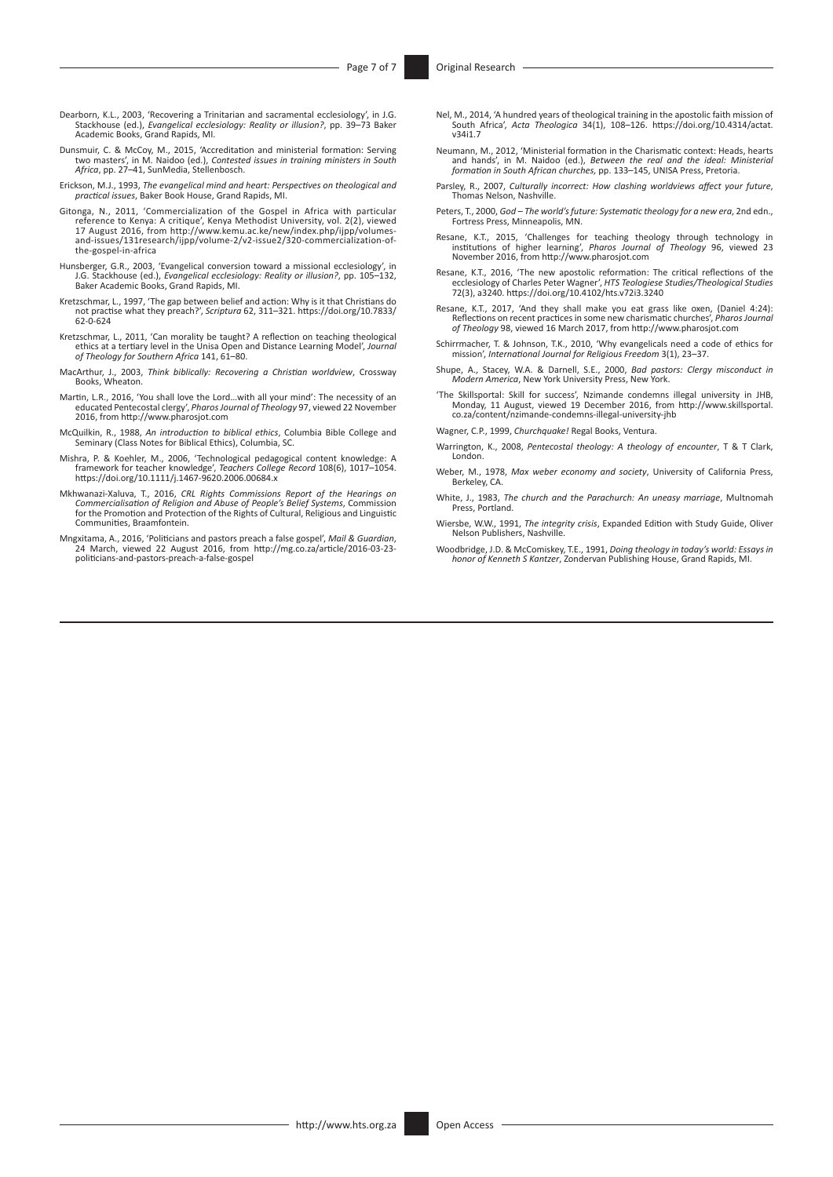Dearborn, K.L., 2003, 'Recovering a Trinitarian and sacramental ecclesiology', in J.G. Stackhouse (ed.), *Evangelical ecclesiology: Reality or illusion?*, pp. 39–73 Baker Academic Books, Grand Rapids, MI.

Dunsmuir, C. & McCoy, M., 2015, 'Accreditation and ministerial formation: Serving two masters', in M. Naidoo (ed.), *Contested issues in training ministers in South Africa*, pp. 27–41, SunMedia, Stellenbosch.

Erickson, M.J., 1993, *The evangelical mind and heart: Perspectives on theological and practical issues*, Baker Book House, Grand Rapids, MI.

Gitonga, N., 2011, 'Commercialization of the Gospel in Africa with particular reference to Kenya: A critique', Kenya Methodist University, vol. 2(2), viewed 17 August 2016, from http://www.kemu.ac.ke/new/index.php/ijpp/volumes-and-issues/131research/ijpp/volume-2/v2-issue2/320-commercialization-of-the-gospel-in-africa

Hunsberger, G.R., 2003, 'Evangelical conversion toward a missional ecclesiology', in J.G. Stackhouse (ed.), *Evangelical ecclesiology: Reality or illusion?*, pp. 105–132, Baker Academic Books, Grand Rapids, MI.

Kretzschmar, L., 1997, 'The gap between belief and action: Why is it that Christians do not practise what they preach?', *Scriptura* 62, 311–321. https://doi.org/10.7833/62-0-624

Kretzschmar, L., 2011, 'Can morality be taught? A reflection on teaching theological ethics at a tertiary level in the Unisa Open and Distance Learning Model', *Journal of Theology for Southern Africa* 141, 61–80.

MacArthur, J., 2003, *Think biblically: Recovering a Christian worldview*, Crossway Books, Wheaton.

Martin, L.R., 2016, 'You shall love the Lord…with all your mind': The necessity of an educated Pentecostal clergy', *Pharos Journal of Theology* 97, viewed 22 November 2016, from http://www.pharosjot.com

McQuilkin, R., 1988, *An introduction to biblical ethics*, Columbia Bible College and Seminary (Class Notes for Biblical Ethics), Columbia, SC.

Mishra, P. & Koehler, M., 2006, 'Technological pedagogical content knowledge: A framework for teacher knowledge', *Teachers College Record* 108(6), 1017–1054. https://doi.org/10.1111/j.1467-9620.2006.00684.x

Mkhwanazi-Xaluva, T., 2016, *CRL Rights Commissions Report of the Hearings on Commercialisation of Religion and Abuse of People's Belief Systems*, Commission for the Promotion and Protection of the Rights of Cultural, Religious and Linguistic Communities, Braamfontein.

Mngxitama, A., 2016, 'Politicians and pastors preach a false gospel', *Mail & Guardian*, 24 March, viewed 22 August 2016, from http://mg.co.za/article/2016-03-23-politicians-and-pastors-preach-a-false-gospel

Nel, M., 2014, 'A hundred years of theological training in the apostolic faith mission of South Africa', *Acta Theologica* 34(1), 108–126. https://doi.org/10.4314/actat.v34i1.7

Neumann, M., 2012, 'Ministerial formation in the Charismatic context: Heads, hearts and hands', in M. Naidoo (ed.), *Between the real and the ideal: Ministerial formation in South African churches*, pp. 133–145, UNISA Press, Pretoria.

Parsley, R., 2007, *Culturally incorrect: How clashing worldviews affect your future*, Thomas Nelson, Nashville.

Peters, T., 2000, *God – The world's future: Systematic theology for a new era*, 2nd edn., Fortress Press, Minneapolis, MN.

Resane, K.T., 2015, 'Challenges for teaching theology through technology in institutions of higher learning', *Pharos Journal of Theology* 96, viewed 23 November 2016, from http://www.pharosjot.com

Resane, K.T., 2016, 'The new apostolic reformation: The critical reflections of the ecclesiology of Charles Peter Wagner', *HTS Teologiese Studies/Theological Studies* 72(3), a3240. https://doi.org/10.4102/hts.v72i3.3240

Resane, K.T., 2017, 'And they shall make you eat grass like oxen, (Daniel 4:24): Reflections on recent practices in some new charismatic churches', *Pharos Journal of Theology* 98, viewed 16 March 2017, from http://www.pharosjot.com

Schirrmacher, T. & Johnson, T.K., 2010, 'Why evangelicals need a code of ethics for mission', *International Journal for Religious Freedom* 3(1), 23–37.

Shupe, A., Stacey, W.A. & Darnell, S.E., 2000, *Bad pastors: Clergy misconduct in Modern America*, New York University Press, New York.

'The Skillsportal: Skill for success', Nzimande condemns illegal university in JHB, Monday, 11 August, viewed 19 December 2016, from http://www.skillsportal.co.za/content/nzimande-condemns-illegal-university-jhb

Wagner, C.P., 1999, *Churchquake!* Regal Books, Ventura.

Warrington, K., 2008, *Pentecostal theology: A theology of encounter*, T & T Clark, London.

Weber, M., 1978, *Max weber economy and society*, University of California Press, Berkeley, CA.

White, J., 1983, *The church and the Parachurch: An uneasy marriage*, Multnomah Press, Portland.

Wiersbe, W.W., 1991, *The integrity crisis*, Expanded Edition with Study Guide, Oliver Nelson Publishers, Nashville.

Woodbridge, J.D. & McComiskey, T.E., 1991, *Doing theology in today's world: Essays in honor of Kenneth S Kantzer*, Zondervan Publishing House, Grand Rapids, MI.